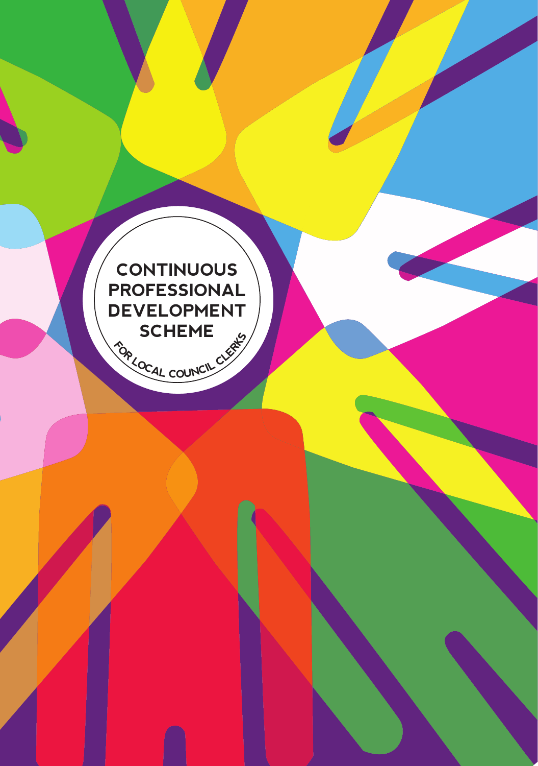# CONTINUOUS PROFESSIONAL DEVELOPMENT SCHEME

FOR LOCAL COUNCIL CLERKS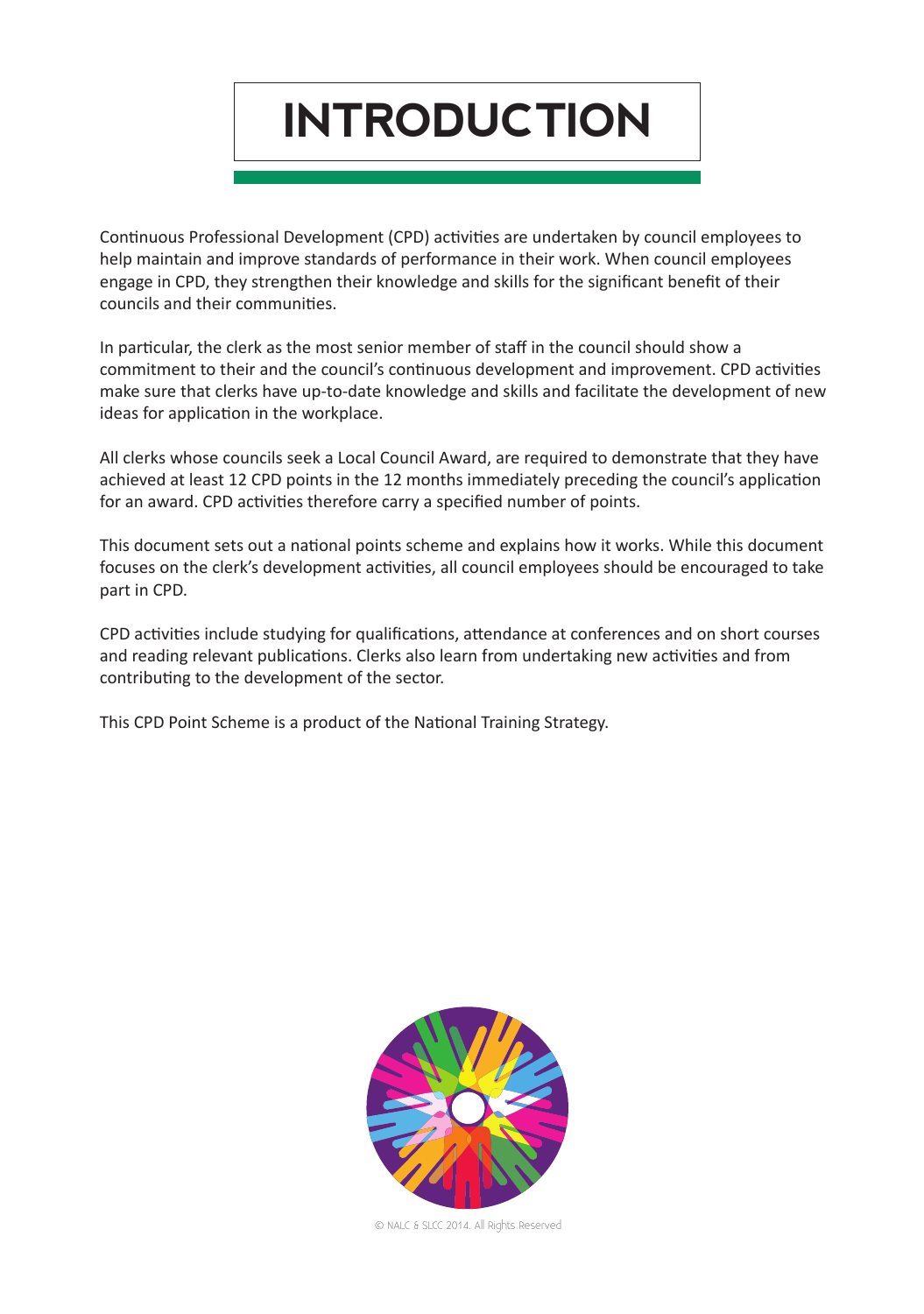# INTRODUCTION

Continuous Professional Development (CPD) activities are undertaken by council employees to help maintain and improve standards of performance in their work. When council employees engage in CPD, they strengthen their knowledge and skills for the significant benefit of their councils and their communities.

In particular, the clerk as the most senior member of staff in the council should show a commitment to their and the council's continuous development and improvement. CPD activities make sure that clerks have up-to-date knowledge and skills and facilitate the development of new ideas for application in the workplace.

All clerks whose councils seek a Local Council Award, are required to demonstrate that they have achieved at least 12 CPD points in the 12 months immediately preceding the council's application for an award. CPD activities therefore carry a specified number of points.

This document sets out a national points scheme and explains how it works. While this document focuses on the clerk's development activities, all council employees should be encouraged to take part in CPD.

CPD activities include studying for qualifications, attendance at conferences and on short courses and reading relevant publications. Clerks also learn from undertaking new activities and from contributing to the development of the sector.

This CPD Point Scheme is a product of the National Training Strategy.

© NALC & SLCC 2014. All Rights Reserved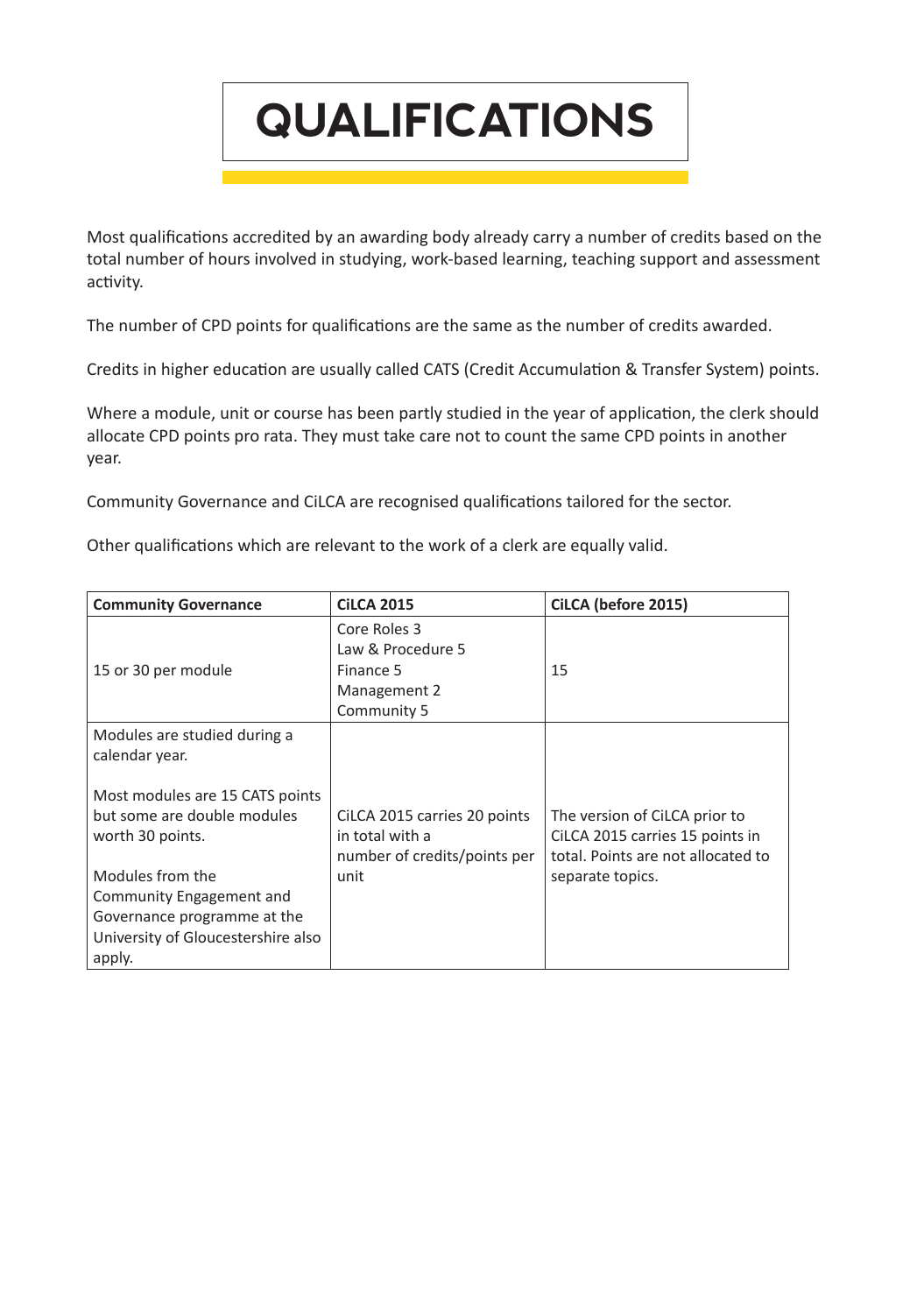# QUALIFICATIONS

Most qualifications accredited by an awarding body already carry a number of credits based on the total number of hours involved in studying, work-based learning, teaching support and assessment activity.

The number of CPD points for qualifications are the same as the number of credits awarded.

Credits in higher education are usually called CATS (Credit Accumulation & Transfer System) points.

Where a module, unit or course has been partly studied in the year of application, the clerk should allocate CPD points pro rata. They must take care not to count the same CPD points in another year.

Community Governance and CiLCA are recognised qualifications tailored for the sector.

Other qualifications which are relevant to the work of a clerk are equally valid.

| Community Governance | CiLCA 2015 | CiLCA (before 2015) |
| --- | --- | --- |
| 15 or 30 per module | Core Roles 3<br>Law & Procedure 5<br>Finance 5<br>Management 2<br>Community 5 | 15 |
| Modules are studied during a calendar year.<br><br>Most modules are 15 CATS points but some are double modules worth 30 points.<br><br>Modules from the Community Engagement and Governance programme at the University of Gloucestershire also apply. | CiLCA 2015 carries 20 points in total with a number of credits/points per unit | The version of CiLCA prior to CiLCA 2015 carries 15 points in total. Points are not allocated to separate topics. |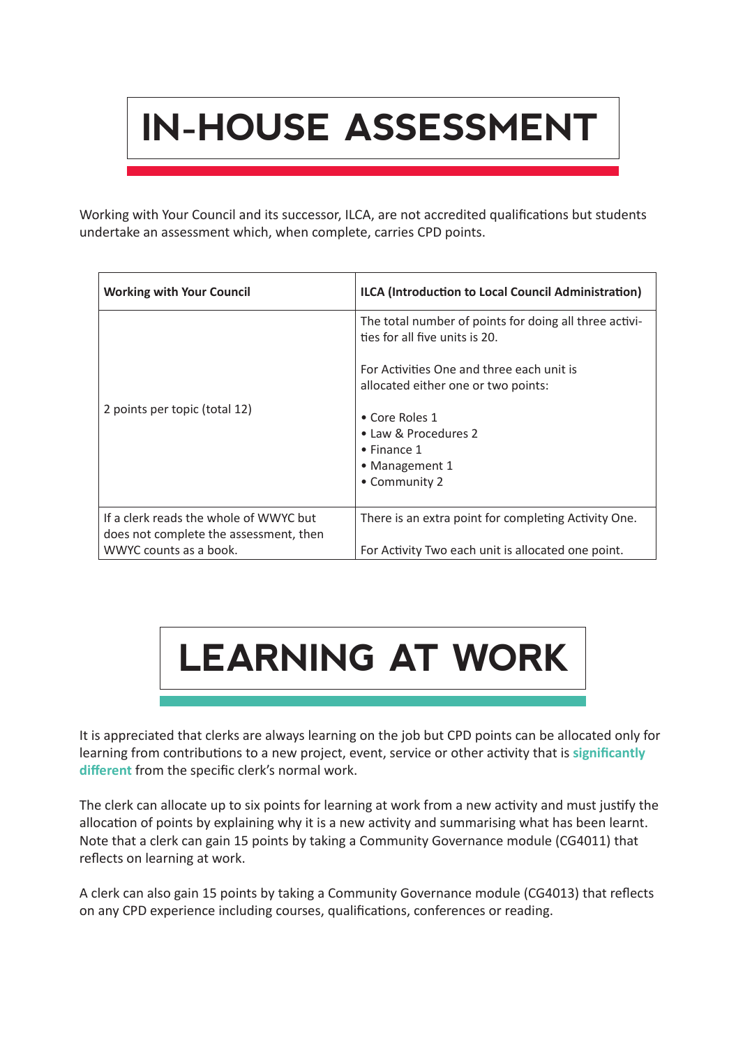# IN-HOUSE ASSESSMENT

Working with Your Council and its successor, ILCA, are not accredited qualifications but students undertake an assessment which, when complete, carries CPD points.

| **Working with Your Council** | **ILCA (Introduction to Local Council Administration)** |
|---|---|
| 2 points per topic (total 12) | The total number of points for doing all three activities for all five units is 20.<br><br>For Activities One and three each unit is allocated either one or two points:<br><br>• Core Roles 1<br>• Law & Procedures 2<br>• Finance 1<br>• Management 1<br>• Community 2 |
| If a clerk reads the whole of WWYC but does not complete the assessment, then WWYC counts as a book. | There is an extra point for completing Activity One.<br><br>For Activity Two each unit is allocated one point. |

# LEARNING AT WORK

It is appreciated that clerks are always learning on the job but CPD points can be allocated only for learning from contributions to a new project, event, service or other activity that is **significantly different** from the specific clerk's normal work.

The clerk can allocate up to six points for learning at work from a new activity and must justify the allocation of points by explaining why it is a new activity and summarising what has been learnt. Note that a clerk can gain 15 points by taking a Community Governance module (CG4011) that reflects on learning at work.

A clerk can also gain 15 points by taking a Community Governance module (CG4013) that reflects on any CPD experience including courses, qualifications, conferences or reading.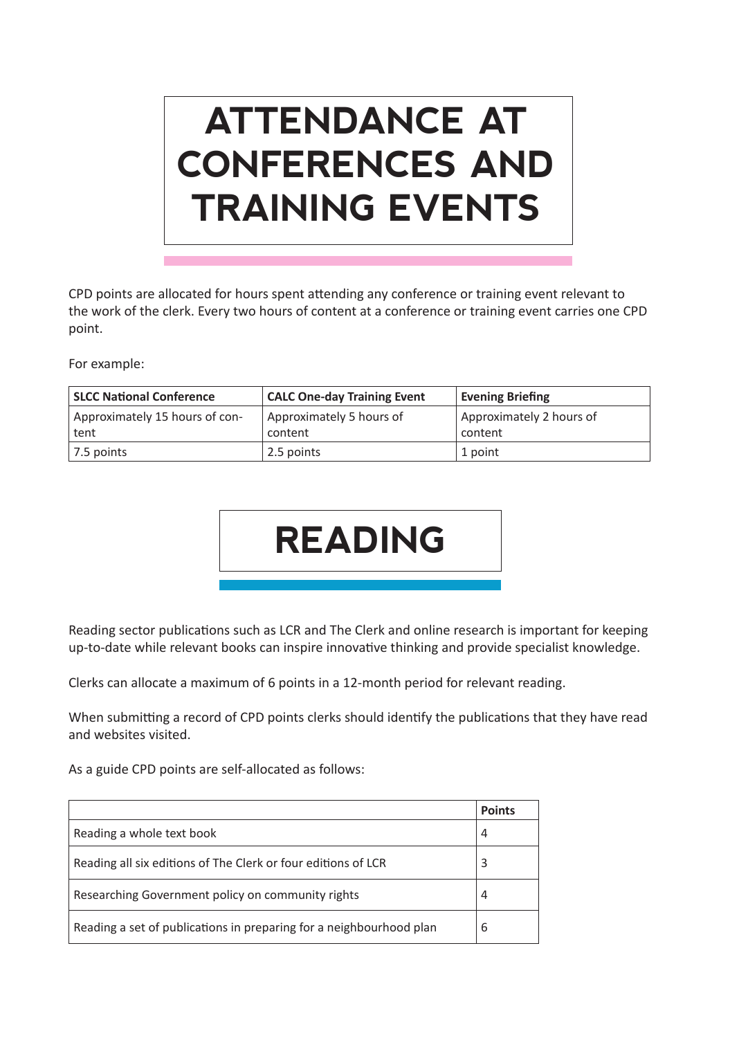# ATTENDANCE AT CONFERENCES AND TRAINING EVENTS

CPD points are allocated for hours spent attending any conference or training event relevant to the work of the clerk. Every two hours of content at a conference or training event carries one CPD point.

For example:

| SLCC National Conference | CALC One-day Training Event | Evening Briefing |
|---|---|---|
| Approximately 15 hours of content | Approximately 5 hours of content | Approximately 2 hours of content |
| 7.5 points | 2.5 points | 1 point |

# READING

Reading sector publications such as LCR and The Clerk and online research is important for keeping up-to-date while relevant books can inspire innovative thinking and provide specialist knowledge.

Clerks can allocate a maximum of 6 points in a 12-month period for relevant reading.

When submitting a record of CPD points clerks should identify the publications that they have read and websites visited.

As a guide CPD points are self-allocated as follows:

| | Points |
|---|---|
| Reading a whole text book | 4 |
| Reading all six editions of The Clerk or four editions of LCR | 3 |
| Researching Government policy on community rights | 4 |
| Reading a set of publications in preparing for a neighbourhood plan | 6 |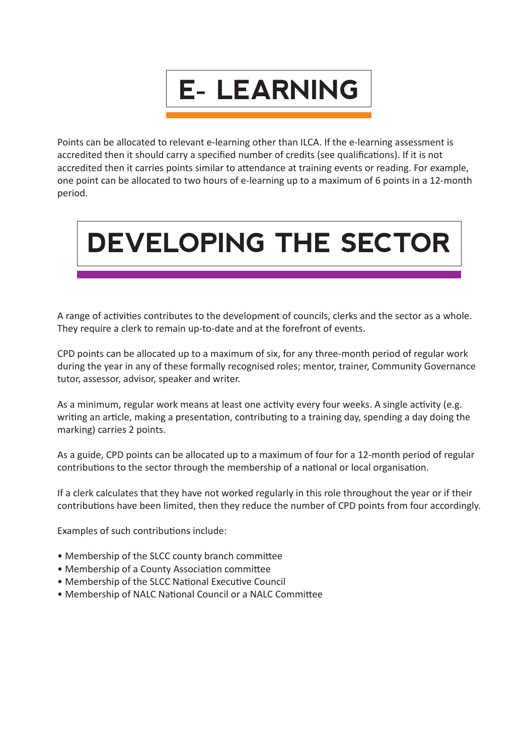# E- LEARNING

Points can be allocated to relevant e-learning other than ILCA. If the e-learning assessment is accredited then it should carry a specified number of credits (see qualifications). If it is not accredited then it carries points similar to attendance at training events or reading. For example, one point can be allocated to two hours of e-learning up to a maximum of 6 points in a 12-month period.

# DEVELOPING THE SECTOR

A range of activities contributes to the development of councils, clerks and the sector as a whole. They require a clerk to remain up-to-date and at the forefront of events.

CPD points can be allocated up to a maximum of six, for any three-month period of regular work during the year in any of these formally recognised roles; mentor, trainer, Community Governance tutor, assessor, advisor, speaker and writer.

As a minimum, regular work means at least one activity every four weeks. A single activity (e.g. writing an article, making a presentation, contributing to a training day, spending a day doing the marking) carries 2 points.

As a guide, CPD points can be allocated up to a maximum of four for a 12-month period of regular contributions to the sector through the membership of a national or local organisation.

If a clerk calculates that they have not worked regularly in this role throughout the year or if their contributions have been limited, then they reduce the number of CPD points from four accordingly.

Examples of such contributions include:

- Membership of the SLCC county branch committee
- Membership of a County Association committee
- Membership of the SLCC National Executive Council
- Membership of NALC National Council or a NALC Committee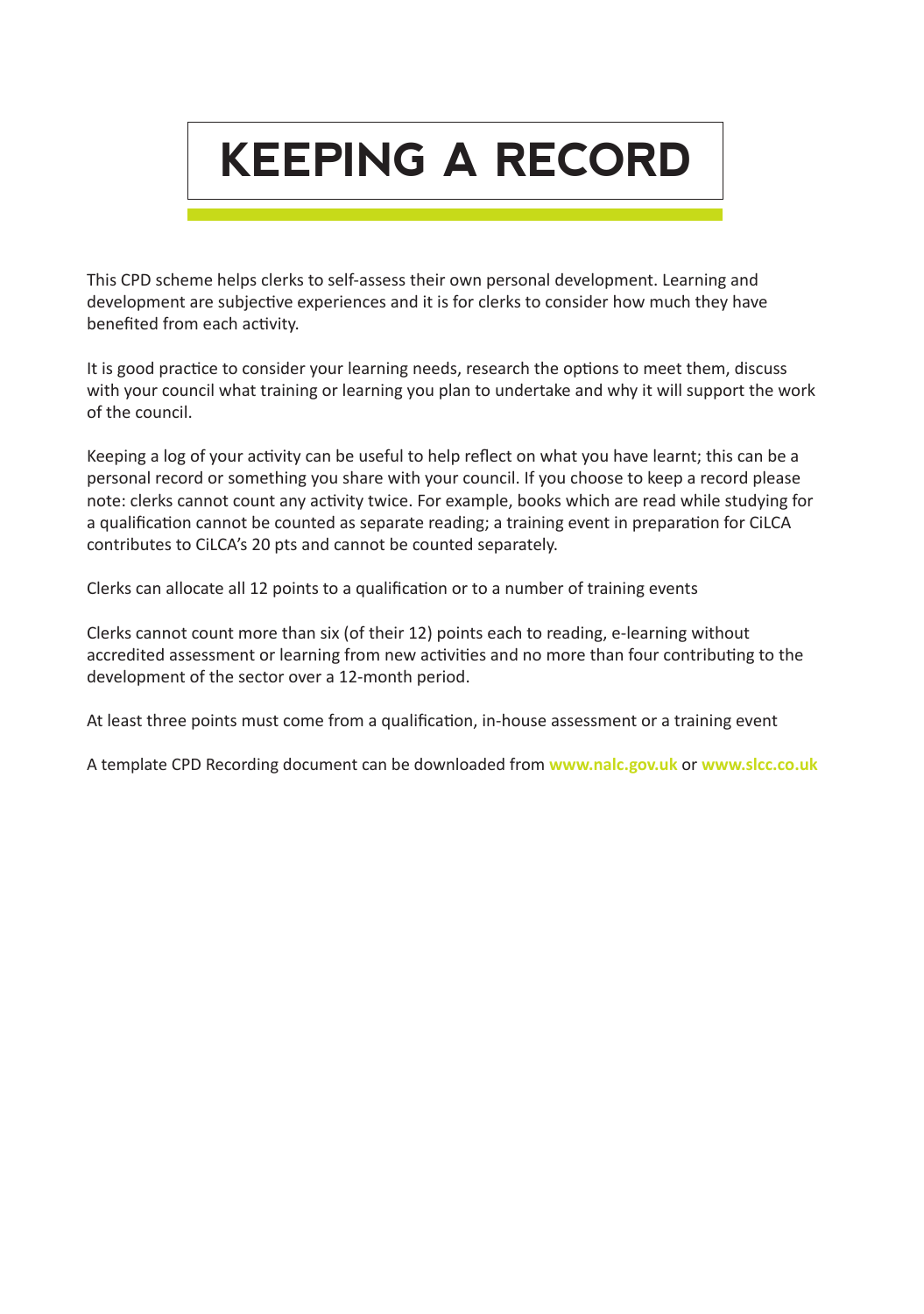# KEEPING A RECORD

This CPD scheme helps clerks to self-assess their own personal development. Learning and development are subjective experiences and it is for clerks to consider how much they have benefited from each activity.

It is good practice to consider your learning needs, research the options to meet them, discuss with your council what training or learning you plan to undertake and why it will support the work of the council.

Keeping a log of your activity can be useful to help reflect on what you have learnt; this can be a personal record or something you share with your council. If you choose to keep a record please note: clerks cannot count any activity twice. For example, books which are read while studying for a qualification cannot be counted as separate reading; a training event in preparation for CiLCA contributes to CiLCA's 20 pts and cannot be counted separately.

Clerks can allocate all 12 points to a qualification or to a number of training events

Clerks cannot count more than six (of their 12) points each to reading, e-learning without accredited assessment or learning from new activities and no more than four contributing to the development of the sector over a 12-month period.

At least three points must come from a qualification, in-house assessment or a training event

A template CPD Recording document can be downloaded from **www.nalc.gov.uk** or **www.slcc.co.uk**